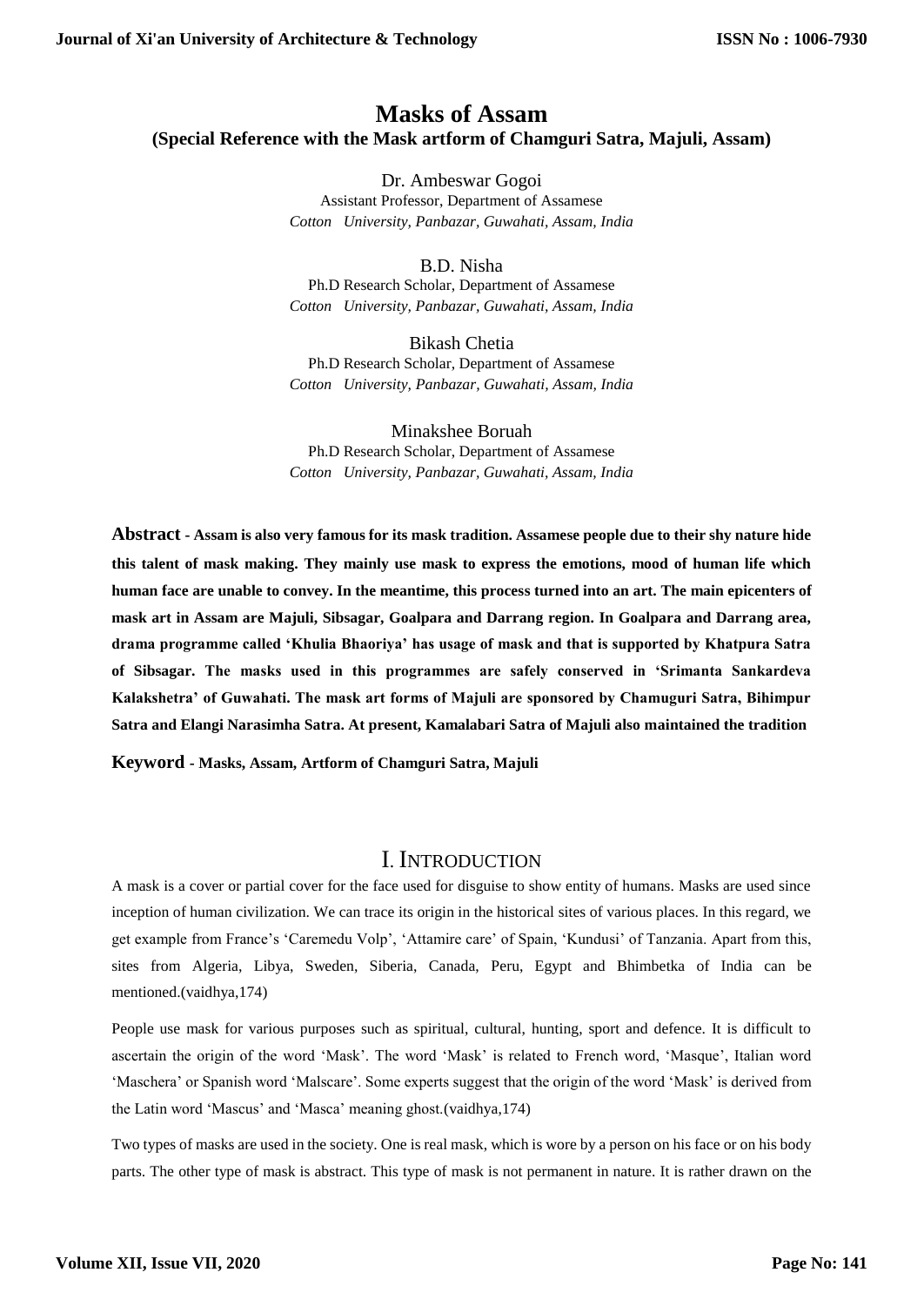# Masks of Assam

## (Special Reference with the Mask artform of Chamguri Satra, Majuli, Assam)

Dr. Ambeswar Gogoi
Assistant Professor, Department of Assamese
*Cotton University, Panbazar, Guwahati, Assam, India*

B.D. Nisha
Ph.D Research Scholar, Department of Assamese
*Cotton University, Panbazar, Guwahati, Assam, India*

Bikash Chetia
Ph.D Research Scholar, Department of Assamese
*Cotton University, Panbazar, Guwahati, Assam, India*

Minakshee Boruah
Ph.D Research Scholar, Department of Assamese
*Cotton University, Panbazar, Guwahati, Assam, India*

**Abstract - Assam is also very famous for its mask tradition. Assamese people due to their shy nature hide this talent of mask making. They mainly use mask to express the emotions, mood of human life which human face are unable to convey. In the meantime, this process turned into an art. The main epicenters of mask art in Assam are Majuli, Sibsagar, Goalpara and Darrang region. In Goalpara and Darrang area, drama programme called 'Khulia Bhaoriya' has usage of mask and that is supported by Khatpura Satra of Sibsagar. The masks used in this programmes are safely conserved in 'Srimanta Sankardeva Kalakshetra' of Guwahati. The mask art forms of Majuli are sponsored by Chamuguri Satra, Bihimpur Satra and Elangi Narasimha Satra. At present, Kamalabari Satra of Majuli also maintained the tradition**

**Keyword - Masks, Assam, Artform of Chamguri Satra, Majuli**

## I. Introduction

A mask is a cover or partial cover for the face used for disguise to show entity of humans. Masks are used since inception of human civilization. We can trace its origin in the historical sites of various places. In this regard, we get example from France's 'Caremedu Volp', 'Attamire care' of Spain, 'Kundusi' of Tanzania. Apart from this, sites from Algeria, Libya, Sweden, Siberia, Canada, Peru, Egypt and Bhimbetka of India can be mentioned.(vaidhya,174)

People use mask for various purposes such as spiritual, cultural, hunting, sport and defence. It is difficult to ascertain the origin of the word 'Mask'. The word 'Mask' is related to French word, 'Masque', Italian word 'Maschera' or Spanish word 'Malscare'. Some experts suggest that the origin of the word 'Mask' is derived from the Latin word 'Mascus' and 'Masca' meaning ghost.(vaidhya,174)

Two types of masks are used in the society. One is real mask, which is wore by a person on his face or on his body parts. The other type of mask is abstract. This type of mask is not permanent in nature. It is rather drawn on the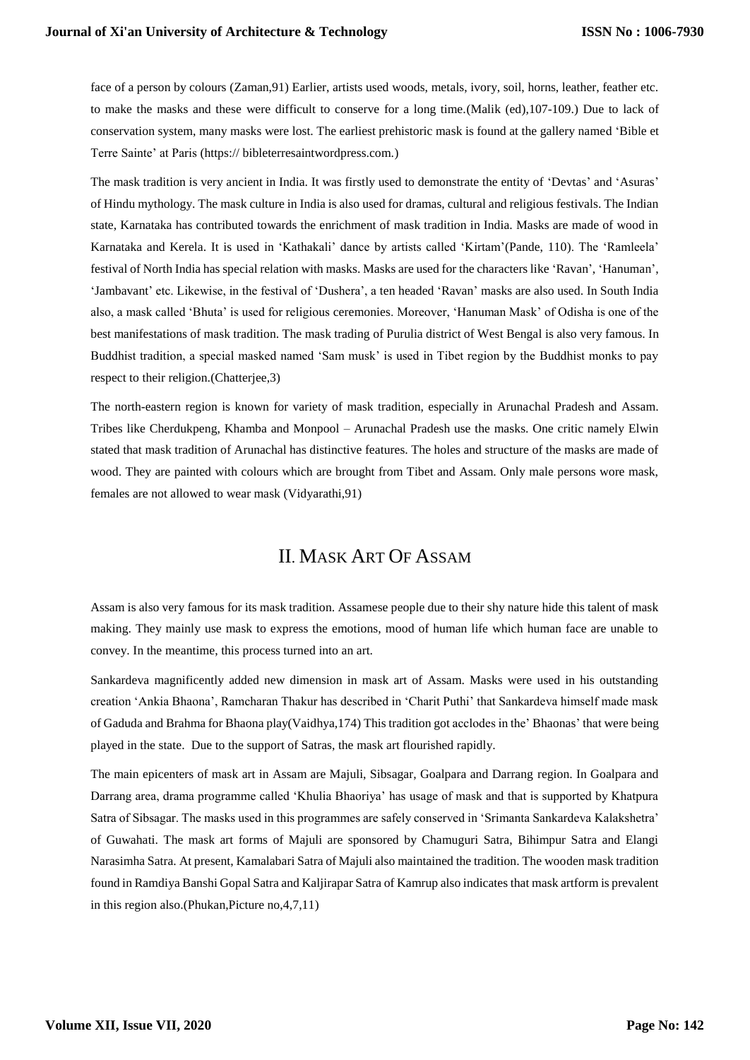face of a person by colours (Zaman,91) Earlier, artists used woods, metals, ivory, soil, horns, leather, feather etc. to make the masks and these were difficult to conserve for a long time.(Malik (ed),107-109.) Due to lack of conservation system, many masks were lost. The earliest prehistoric mask is found at the gallery named 'Bible et Terre Sainte' at Paris (https:// bibleterresaintwordpress.com.)

The mask tradition is very ancient in India. It was firstly used to demonstrate the entity of 'Devtas' and 'Asuras' of Hindu mythology. The mask culture in India is also used for dramas, cultural and religious festivals. The Indian state, Karnataka has contributed towards the enrichment of mask tradition in India. Masks are made of wood in Karnataka and Kerela. It is used in 'Kathakali' dance by artists called 'Kirtam'(Pande, 110). The 'Ramleela' festival of North India has special relation with masks. Masks are used for the characters like 'Ravan', 'Hanuman', 'Jambavant' etc. Likewise, in the festival of 'Dushera', a ten headed 'Ravan' masks are also used. In South India also, a mask called 'Bhuta' is used for religious ceremonies. Moreover, 'Hanuman Mask' of Odisha is one of the best manifestations of mask tradition. The mask trading of Purulia district of West Bengal is also very famous. In Buddhist tradition, a special masked named 'Sam musk' is used in Tibet region by the Buddhist monks to pay respect to their religion.(Chatterjee,3)

The north-eastern region is known for variety of mask tradition, especially in Arunachal Pradesh and Assam. Tribes like Cherdukpeng, Khamba and Monpool – Arunachal Pradesh use the masks. One critic namely Elwin stated that mask tradition of Arunachal has distinctive features. The holes and structure of the masks are made of wood. They are painted with colours which are brought from Tibet and Assam. Only male persons wore mask, females are not allowed to wear mask (Vidyarathi,91)

## II. Mask Art Of Assam

Assam is also very famous for its mask tradition. Assamese people due to their shy nature hide this talent of mask making. They mainly use mask to express the emotions, mood of human life which human face are unable to convey. In the meantime, this process turned into an art.

Sankardeva magnificently added new dimension in mask art of Assam. Masks were used in his outstanding creation 'Ankia Bhaona', Ramcharan Thakur has described in 'Charit Puthi' that Sankardeva himself made mask of Gaduda and Brahma for Bhaona play(Vaidhya,174) This tradition got acclodes in the' Bhaonas' that were being played in the state. Due to the support of Satras, the mask art flourished rapidly.

The main epicenters of mask art in Assam are Majuli, Sibsagar, Goalpara and Darrang region. In Goalpara and Darrang area, drama programme called 'Khulia Bhaoriya' has usage of mask and that is supported by Khatpura Satra of Sibsagar. The masks used in this programmes are safely conserved in 'Srimanta Sankardeva Kalakshetra' of Guwahati. The mask art forms of Majuli are sponsored by Chamuguri Satra, Bihimpur Satra and Elangi Narasimha Satra. At present, Kamalabari Satra of Majuli also maintained the tradition. The wooden mask tradition found in Ramdiya Banshi Gopal Satra and Kaljirapar Satra of Kamrup also indicates that mask artform is prevalent in this region also.(Phukan,Picture no,4,7,11)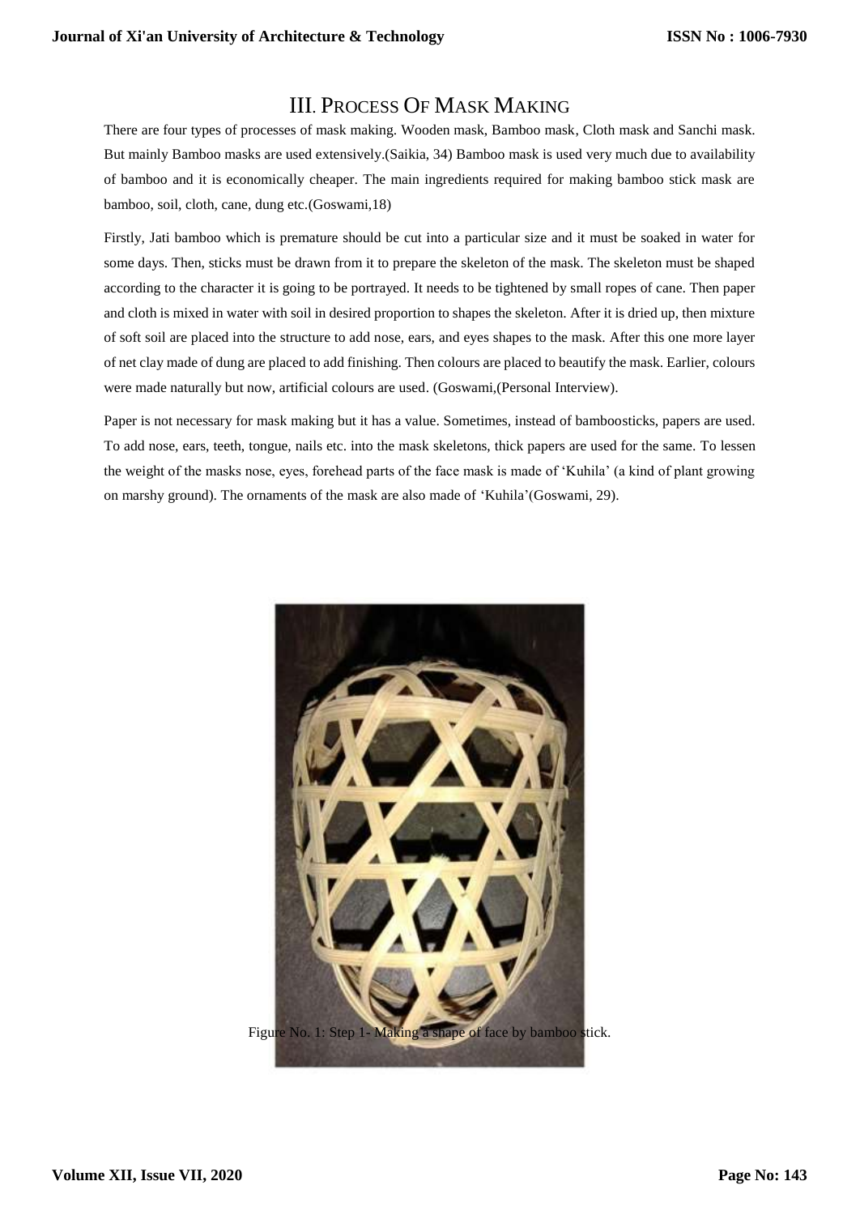## III. Process Of Mask Making

There are four types of processes of mask making. Wooden mask, Bamboo mask, Cloth mask and Sanchi mask. But mainly Bamboo masks are used extensively.(Saikia, 34) Bamboo mask is used very much due to availability of bamboo and it is economically cheaper. The main ingredients required for making bamboo stick mask are bamboo, soil, cloth, cane, dung etc.(Goswami,18)

Firstly, Jati bamboo which is premature should be cut into a particular size and it must be soaked in water for some days. Then, sticks must be drawn from it to prepare the skeleton of the mask. The skeleton must be shaped according to the character it is going to be portrayed. It needs to be tightened by small ropes of cane. Then paper and cloth is mixed in water with soil in desired proportion to shapes the skeleton. After it is dried up, then mixture of soft soil are placed into the structure to add nose, ears, and eyes shapes to the mask. After this one more layer of net clay made of dung are placed to add finishing. Then colours are placed to beautify the mask. Earlier, colours were made naturally but now, artificial colours are used. (Goswami,(Personal Interview).

Paper is not necessary for mask making but it has a value. Sometimes, instead of bamboosticks, papers are used. To add nose, ears, teeth, tongue, nails etc. into the mask skeletons, thick papers are used for the same. To lessen the weight of the masks nose, eyes, forehead parts of the face mask is made of 'Kuhila' (a kind of plant growing on marshy ground). The ornaments of the mask are also made of 'Kuhila'(Goswami, 29).

Figure No. 1: Step 1- Making a shape of face by bamboo stick.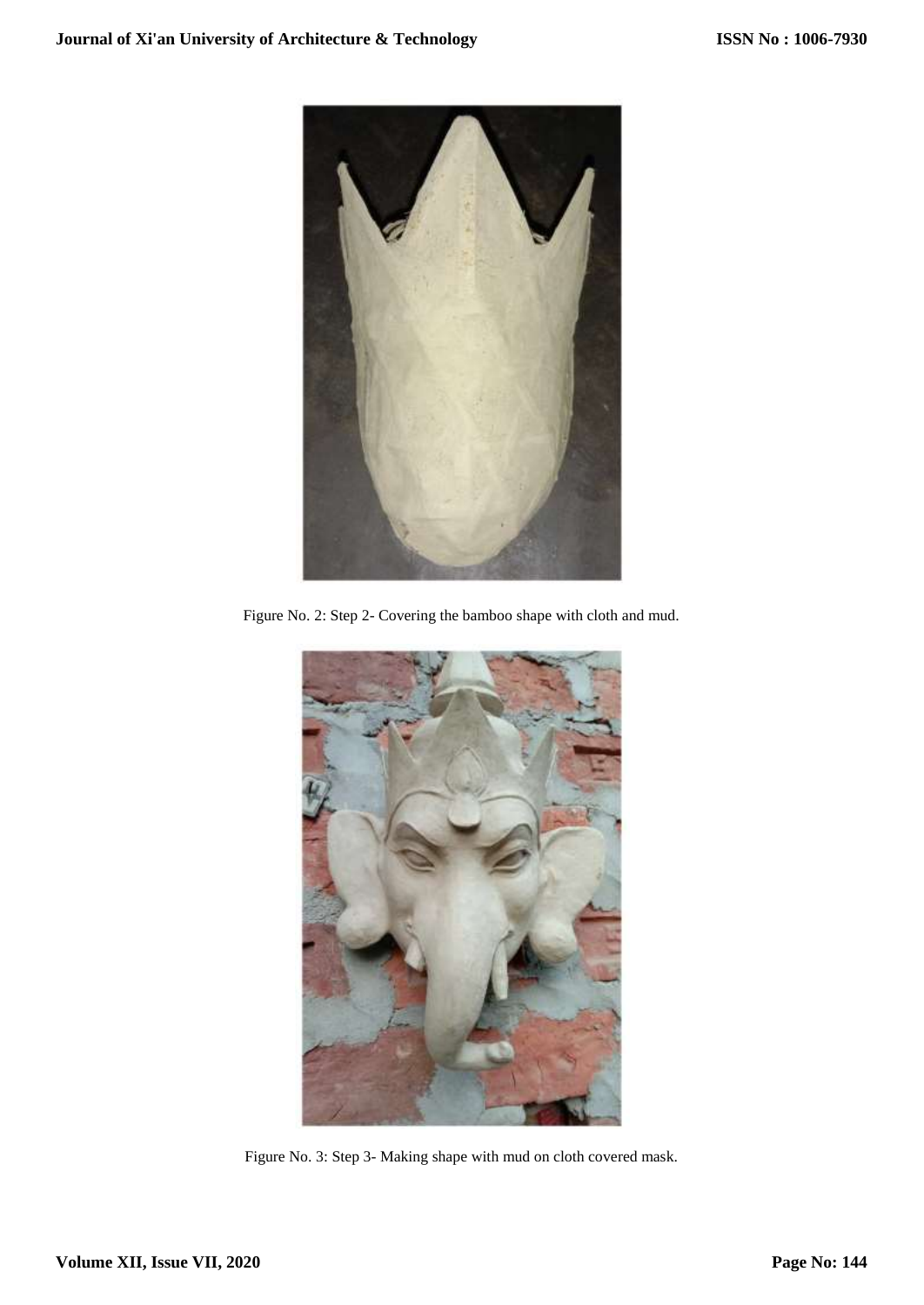Figure No. 2: Step 2- Covering the bamboo shape with cloth and mud.

Figure No. 3: Step 3- Making shape with mud on cloth covered mask.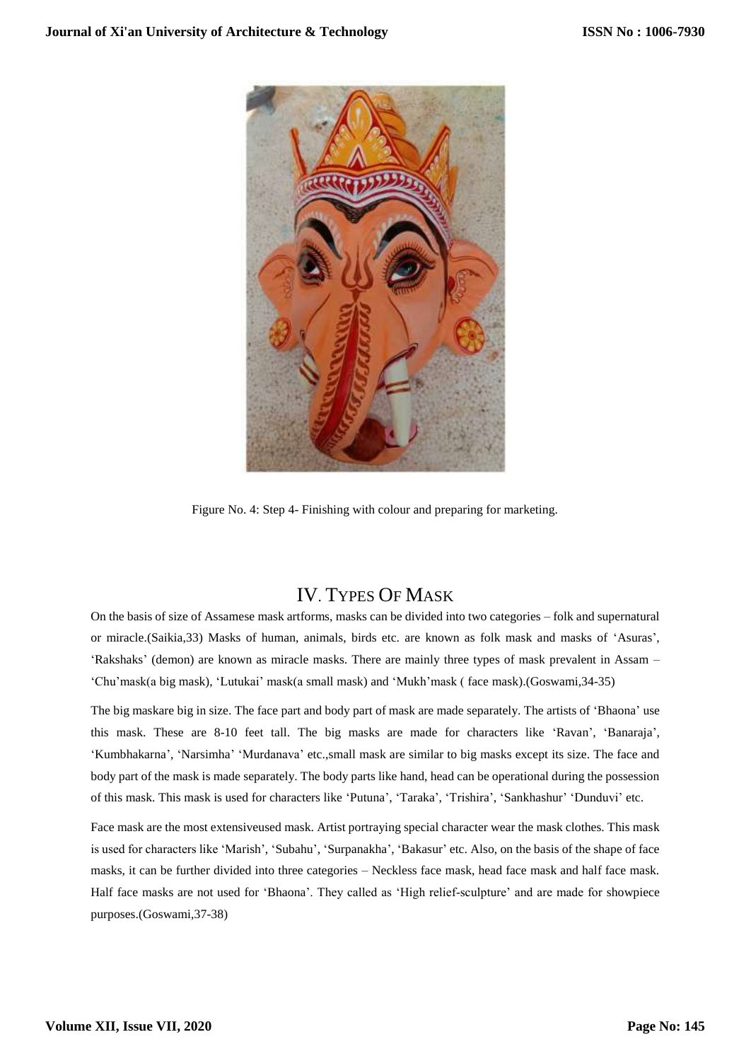Figure No. 4: Step 4- Finishing with colour and preparing for marketing.

## IV. Types Of Mask

On the basis of size of Assamese mask artforms, masks can be divided into two categories – folk and supernatural or miracle.(Saikia,33) Masks of human, animals, birds etc. are known as folk mask and masks of 'Asuras', 'Rakshaks' (demon) are known as miracle masks. There are mainly three types of mask prevalent in Assam – 'Chu'mask(a big mask), 'Lutukai' mask(a small mask) and 'Mukh'mask ( face mask).(Goswami,34-35)

The big maskare big in size. The face part and body part of mask are made separately. The artists of 'Bhaona' use this mask. These are 8-10 feet tall. The big masks are made for characters like 'Ravan', 'Banaraja', 'Kumbhakarna', 'Narsimha' 'Murdanava' etc.,small mask are similar to big masks except its size. The face and body part of the mask is made separately. The body parts like hand, head can be operational during the possession of this mask. This mask is used for characters like 'Putuna', 'Taraka', 'Trishira', 'Sankhashur' 'Dunduvi' etc.

Face mask are the most extensiveused mask. Artist portraying special character wear the mask clothes. This mask is used for characters like 'Marish', 'Subahu', 'Surpanakha', 'Bakasur' etc. Also, on the basis of the shape of face masks, it can be further divided into three categories – Neckless face mask, head face mask and half face mask. Half face masks are not used for 'Bhaona'. They called as 'High relief-sculpture' and are made for showpiece purposes.(Goswami,37-38)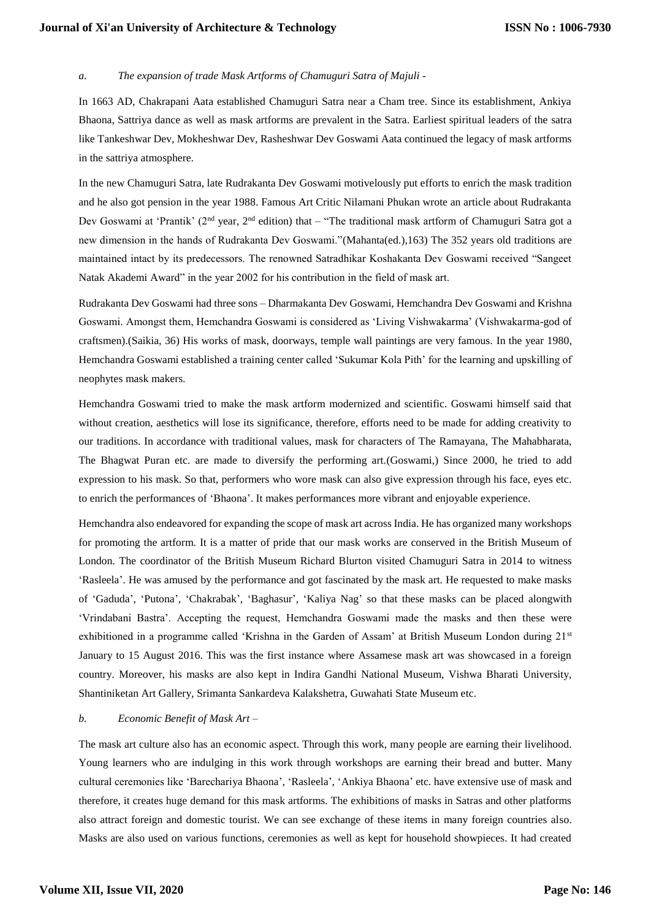*a. The expansion of trade Mask Artforms of Chamuguri Satra of Majuli -*

In 1663 AD, Chakrapani Aata established Chamuguri Satra near a Cham tree. Since its establishment, Ankiya Bhaona, Sattriya dance as well as mask artforms are prevalent in the Satra. Earliest spiritual leaders of the satra like Tankeshwar Dev, Mokheshwar Dev, Rasheshwar Dev Goswami Aata continued the legacy of mask artforms in the sattriya atmosphere.

In the new Chamuguri Satra, late Rudrakanta Dev Goswami motivelously put efforts to enrich the mask tradition and he also got pension in the year 1988. Famous Art Critic Nilamani Phukan wrote an article about Rudrakanta Dev Goswami at 'Prantik' (2nd year, 2nd edition) that – "The traditional mask artform of Chamuguri Satra got a new dimension in the hands of Rudrakanta Dev Goswami."(Mahanta(ed.),163) The 352 years old traditions are maintained intact by its predecessors. The renowned Satradhikar Koshakanta Dev Goswami received "Sangeet Natak Akademi Award" in the year 2002 for his contribution in the field of mask art.

Rudrakanta Dev Goswami had three sons – Dharmakanta Dev Goswami, Hemchandra Dev Goswami and Krishna Goswami. Amongst them, Hemchandra Goswami is considered as 'Living Vishwakarma' (Vishwakarma-god of craftsmen).(Saikia, 36) His works of mask, doorways, temple wall paintings are very famous. In the year 1980, Hemchandra Goswami established a training center called 'Sukumar Kola Pith' for the learning and upskilling of neophytes mask makers.

Hemchandra Goswami tried to make the mask artform modernized and scientific. Goswami himself said that without creation, aesthetics will lose its significance, therefore, efforts need to be made for adding creativity to our traditions. In accordance with traditional values, mask for characters of The Ramayana, The Mahabharata, The Bhagwat Puran etc. are made to diversify the performing art.(Goswami,) Since 2000, he tried to add expression to his mask. So that, performers who wore mask can also give expression through his face, eyes etc. to enrich the performances of 'Bhaona'. It makes performances more vibrant and enjoyable experience.

Hemchandra also endeavored for expanding the scope of mask art across India. He has organized many workshops for promoting the artform. It is a matter of pride that our mask works are conserved in the British Museum of London. The coordinator of the British Museum Richard Blurton visited Chamuguri Satra in 2014 to witness 'Rasleela'. He was amused by the performance and got fascinated by the mask art. He requested to make masks of 'Gaduda', 'Putona', 'Chakrabak', 'Baghasur', 'Kaliya Nag' so that these masks can be placed alongwith 'Vrindabani Bastra'. Accepting the request, Hemchandra Goswami made the masks and then these were exhibitioned in a programme called 'Krishna in the Garden of Assam' at British Museum London during 21st January to 15 August 2016. This was the first instance where Assamese mask art was showcased in a foreign country. Moreover, his masks are also kept in Indira Gandhi National Museum, Vishwa Bharati University, Shantiniketan Art Gallery, Srimanta Sankardeva Kalakshetra, Guwahati State Museum etc.

*b. Economic Benefit of Mask Art –*

The mask art culture also has an economic aspect. Through this work, many people are earning their livelihood. Young learners who are indulging in this work through workshops are earning their bread and butter. Many cultural ceremonies like 'Barechariya Bhaona', 'Rasleela', 'Ankiya Bhaona' etc. have extensive use of mask and therefore, it creates huge demand for this mask artforms. The exhibitions of masks in Satras and other platforms also attract foreign and domestic tourist. We can see exchange of these items in many foreign countries also. Masks are also used on various functions, ceremonies as well as kept for household showpieces. It had created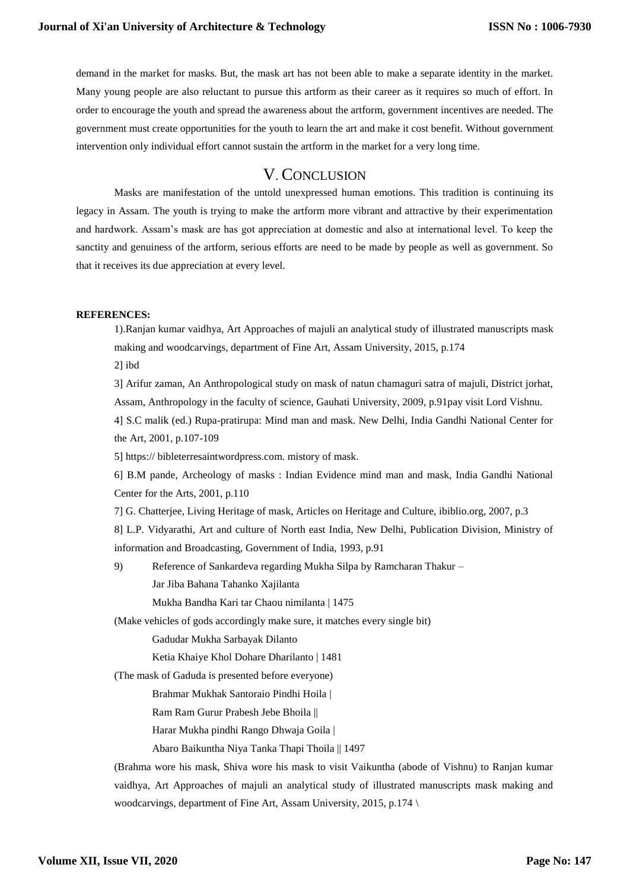demand in the market for masks. But, the mask art has not been able to make a separate identity in the market. Many young people are also reluctant to pursue this artform as their career as it requires so much of effort. In order to encourage the youth and spread the awareness about the artform, government incentives are needed. The government must create opportunities for the youth to learn the art and make it cost benefit. Without government intervention only individual effort cannot sustain the artform in the market for a very long time.

## V. Conclusion

Masks are manifestation of the untold unexpressed human emotions. This tradition is continuing its legacy in Assam. The youth is trying to make the artform more vibrant and attractive by their experimentation and hardwork. Assam's mask are has got appreciation at domestic and also at international level. To keep the sanctity and genuiness of the artform, serious efforts are need to be made by people as well as government. So that it receives its due appreciation at every level.

**REFERENCES:**

1).Ranjan kumar vaidhya, Art Approaches of majuli an analytical study of illustrated manuscripts mask making and woodcarvings, department of Fine Art, Assam University, 2015, p.174

2] ibd

3] Arifur zaman, An Anthropological study on mask of natun chamaguri satra of majuli, District jorhat, Assam, Anthropology in the faculty of science, Gauhati University, 2009, p.91pay visit Lord Vishnu.

4] S.C malik (ed.) Rupa-pratirupa: Mind man and mask. New Delhi, India Gandhi National Center for the Art, 2001, p.107-109

5] https:// bibleterresaintwordpress.com. mistory of mask.

6] B.M pande, Archeology of masks : Indian Evidence mind man and mask, India Gandhi National Center for the Arts, 2001, p.110

7] G. Chatterjee, Living Heritage of mask, Articles on Heritage and Culture, ibiblio.org, 2007, p.3

8] L.P. Vidyarathi, Art and culture of North east India, New Delhi, Publication Division, Ministry of information and Broadcasting, Government of India, 1993, p.91

9) Reference of Sankardeva regarding Mukha Silpa by Ramcharan Thakur –

Jar Jiba Bahana Tahanko Xajilanta

Mukha Bandha Kari tar Chaou nimilanta | 1475

(Make vehicles of gods accordingly make sure, it matches every single bit)

Gadudar Mukha Sarbayak Dilanto

Ketia Khaiye Khol Dohare Dharilanto | 1481

(The mask of Gaduda is presented before everyone)

Brahmar Mukhak Santoraio Pindhi Hoila |

Ram Ram Gurur Prabesh Jebe Bhoila ||

Harar Mukha pindhi Rango Dhwaja Goila |

Abaro Baikuntha Niya Tanka Thapi Thoila || 1497

(Brahma wore his mask, Shiva wore his mask to visit Vaikuntha (abode of Vishnu) to Ranjan kumar vaidhya, Art Approaches of majuli an analytical study of illustrated manuscripts mask making and woodcarvings, department of Fine Art, Assam University, 2015, p.174 \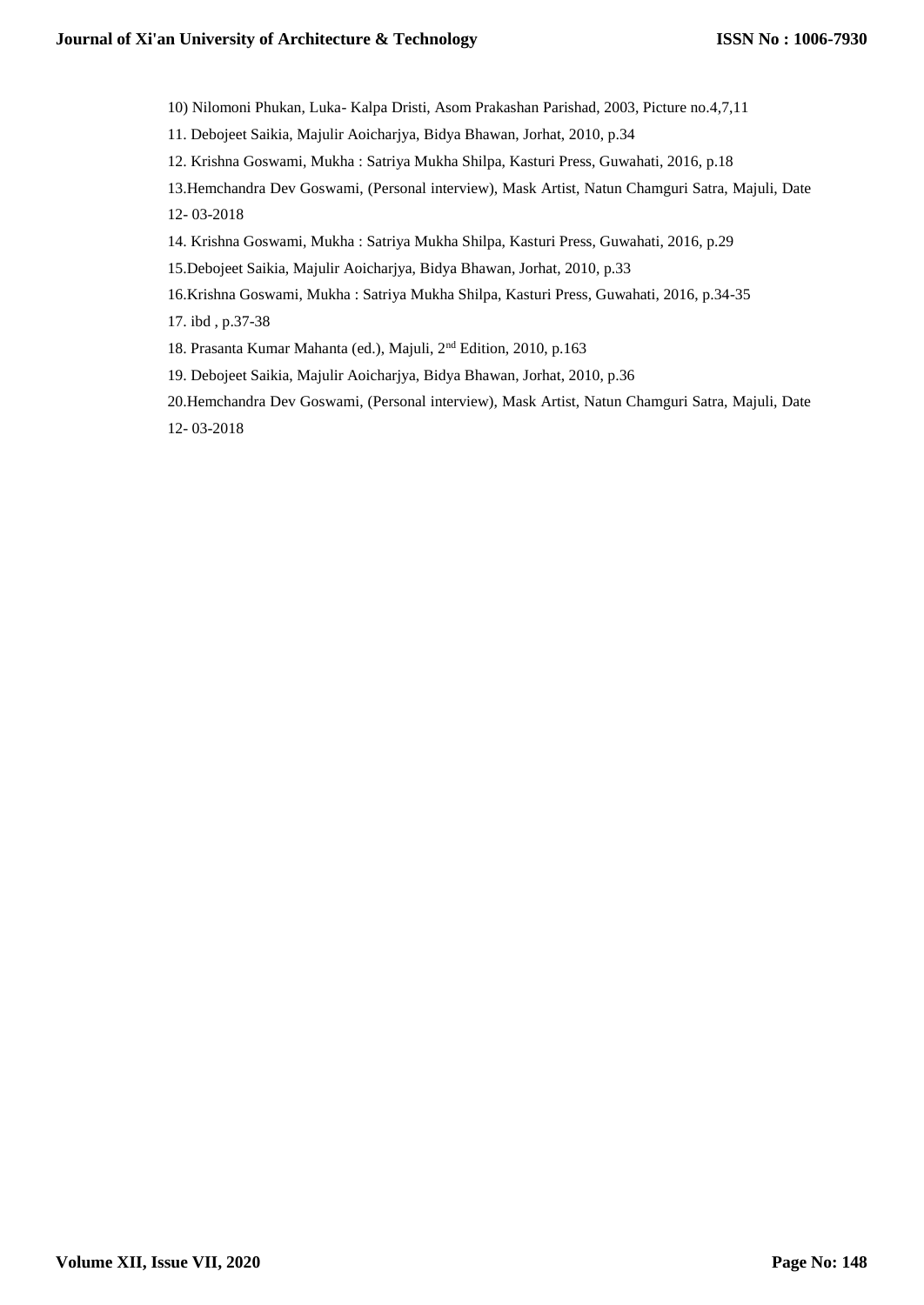10) Nilomoni Phukan, Luka- Kalpa Dristi, Asom Prakashan Parishad, 2003, Picture no.4,7,11

11. Debojeet Saikia, Majulir Aoicharjya, Bidya Bhawan, Jorhat, 2010, p.34

12. Krishna Goswami, Mukha : Satriya Mukha Shilpa, Kasturi Press, Guwahati, 2016, p.18

13.Hemchandra Dev Goswami, (Personal interview), Mask Artist, Natun Chamguri Satra, Majuli, Date 12- 03-2018

14. Krishna Goswami, Mukha : Satriya Mukha Shilpa, Kasturi Press, Guwahati, 2016, p.29

15.Debojeet Saikia, Majulir Aoicharjya, Bidya Bhawan, Jorhat, 2010, p.33

16.Krishna Goswami, Mukha : Satriya Mukha Shilpa, Kasturi Press, Guwahati, 2016, p.34-35

17. ibd , p.37-38

18. Prasanta Kumar Mahanta (ed.), Majuli, 2nd Edition, 2010, p.163

19. Debojeet Saikia, Majulir Aoicharjya, Bidya Bhawan, Jorhat, 2010, p.36

20.Hemchandra Dev Goswami, (Personal interview), Mask Artist, Natun Chamguri Satra, Majuli, Date 12- 03-2018